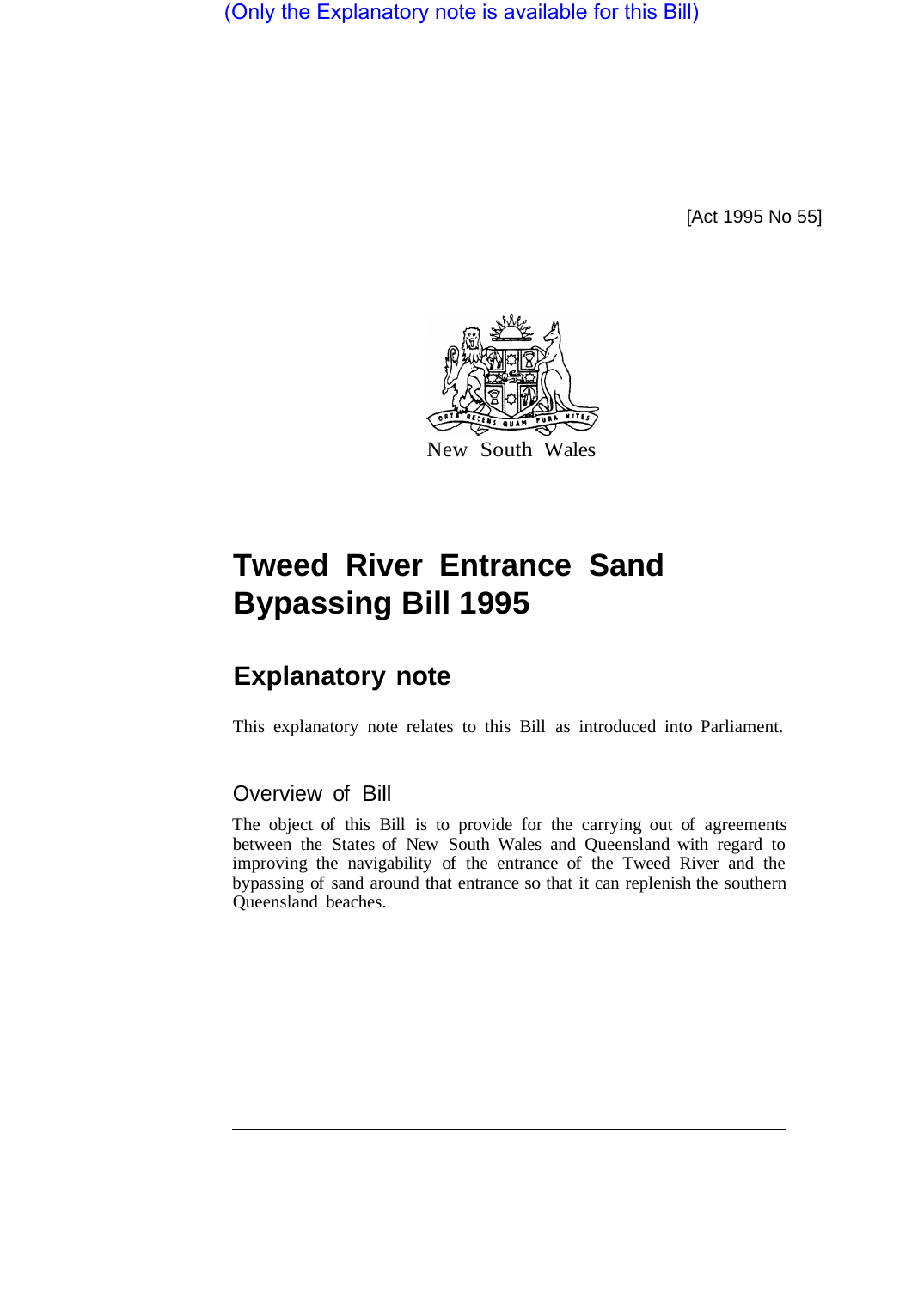(Only the Explanatory note is available for this Bill)

[Act 1995 No 55]

New South Wales

# Tweed River Entrance Sand Bypassing Bill 1995

## Explanatory note

This explanatory note relates to this Bill as introduced into Parliament.

### Overview of Bill

The object of this Bill is to provide for the carrying out of agreements between the States of New South Wales and Queensland with regard to improving the navigability of the entrance of the Tweed River and the bypassing of sand around that entrance so that it can replenish the southern Queensland beaches.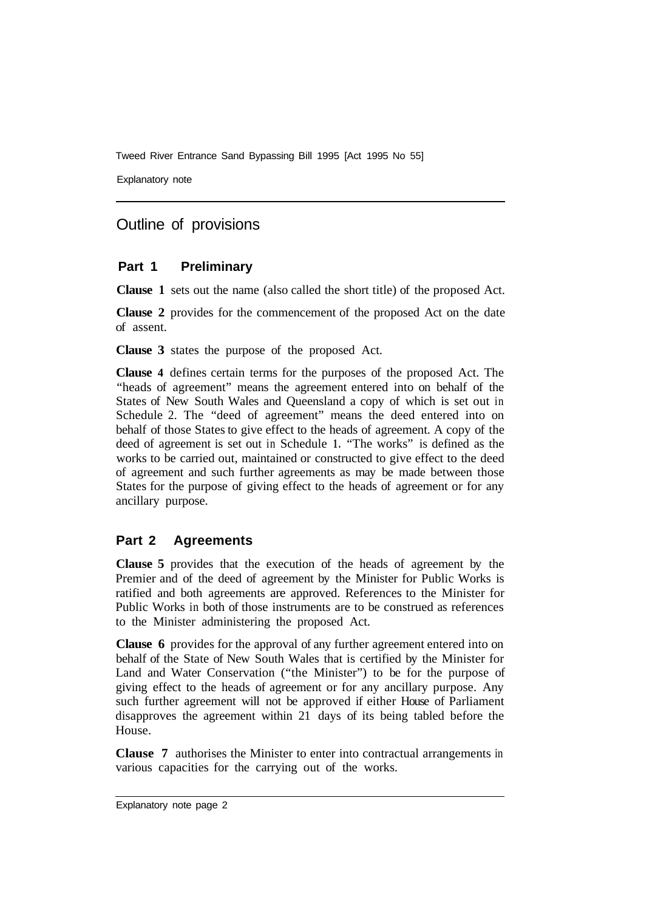## Outline of provisions

### Part 1 Preliminary

**Clause 1** sets out the name (also called the short title) of the proposed Act.

**Clause 2** provides for the commencement of the proposed Act on the date of assent.

**Clause 3** states the purpose of the proposed Act.

**Clause 4** defines certain terms for the purposes of the proposed Act. The "heads of agreement" means the agreement entered into on behalf of the States of New South Wales and Queensland a copy of which is set out in Schedule 2. The "deed of agreement" means the deed entered into on behalf of those States to give effect to the heads of agreement. A copy of the deed of agreement is set out in Schedule 1. "The works" is defined as the works to be carried out, maintained or constructed to give effect to the deed of agreement and such further agreements as may be made between those States for the purpose of giving effect to the heads of agreement or for any ancillary purpose.

### Part 2 Agreements

**Clause 5** provides that the execution of the heads of agreement by the Premier and of the deed of agreement by the Minister for Public Works is ratified and both agreements are approved. References to the Minister for Public Works in both of those instruments are to be construed as references to the Minister administering the proposed Act.

**Clause 6** provides for the approval of any further agreement entered into on behalf of the State of New South Wales that is certified by the Minister for Land and Water Conservation ("the Minister") to be for the purpose of giving effect to the heads of agreement or for any ancillary purpose. Any such further agreement will not be approved if either House of Parliament disapproves the agreement within 21 days of its being tabled before the House.

**Clause 7** authorises the Minister to enter into contractual arrangements in various capacities for the carrying out of the works.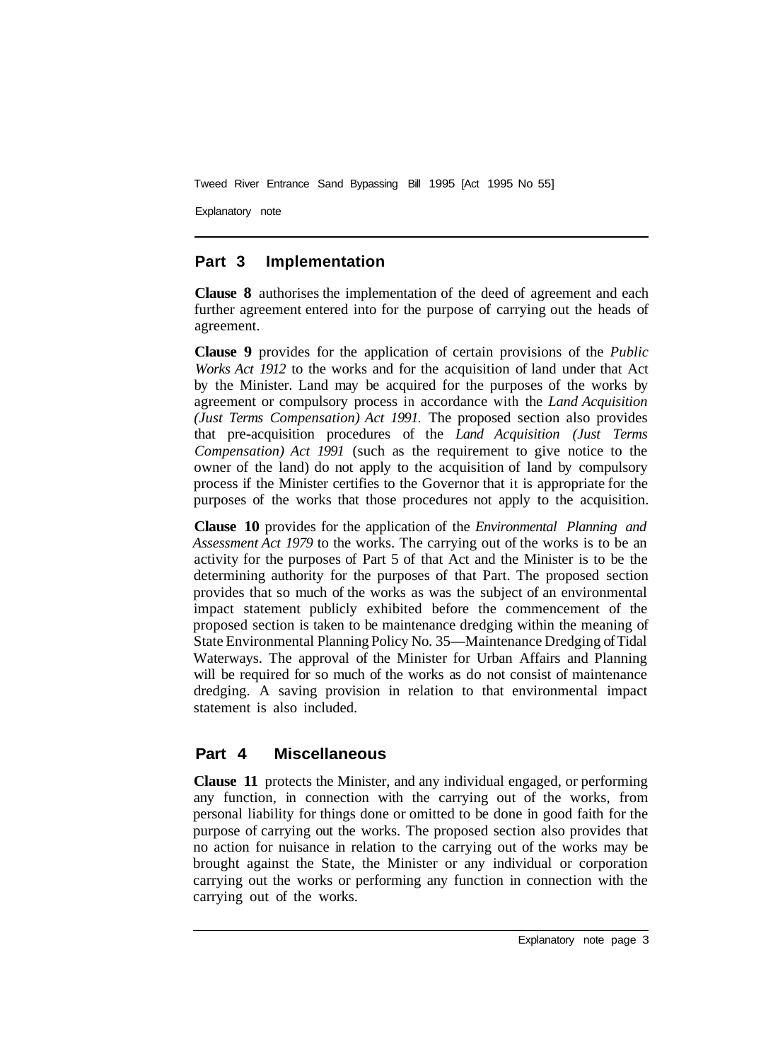## Part 3 Implementation

**Clause 8** authorises the implementation of the deed of agreement and each further agreement entered into for the purpose of carrying out the heads of agreement.

**Clause 9** provides for the application of certain provisions of the *Public Works Act 1912* to the works and for the acquisition of land under that Act by the Minister. Land may be acquired for the purposes of the works by agreement or compulsory process in accordance with the *Land Acquisition (Just Terms Compensation) Act 1991.* The proposed section also provides that pre-acquisition procedures of the *Land Acquisition (Just Terms Compensation) Act 1991* (such as the requirement to give notice to the owner of the land) do not apply to the acquisition of land by compulsory process if the Minister certifies to the Governor that it is appropriate for the purposes of the works that those procedures not apply to the acquisition.

**Clause 10** provides for the application of the *Environmental Planning and Assessment Act 1979* to the works. The carrying out of the works is to be an activity for the purposes of Part 5 of that Act and the Minister is to be the determining authority for the purposes of that Part. The proposed section provides that so much of the works as was the subject of an environmental impact statement publicly exhibited before the commencement of the proposed section is taken to be maintenance dredging within the meaning of State Environmental Planning Policy No. 35—Maintenance Dredging of Tidal Waterways. The approval of the Minister for Urban Affairs and Planning will be required for so much of the works as do not consist of maintenance dredging. A saving provision in relation to that environmental impact statement is also included.

## Part 4 Miscellaneous

**Clause 11** protects the Minister, and any individual engaged, or performing any function, in connection with the carrying out of the works, from personal liability for things done or omitted to be done in good faith for the purpose of carrying out the works. The proposed section also provides that no action for nuisance in relation to the carrying out of the works may be brought against the State, the Minister or any individual or corporation carrying out the works or performing any function in connection with the carrying out of the works.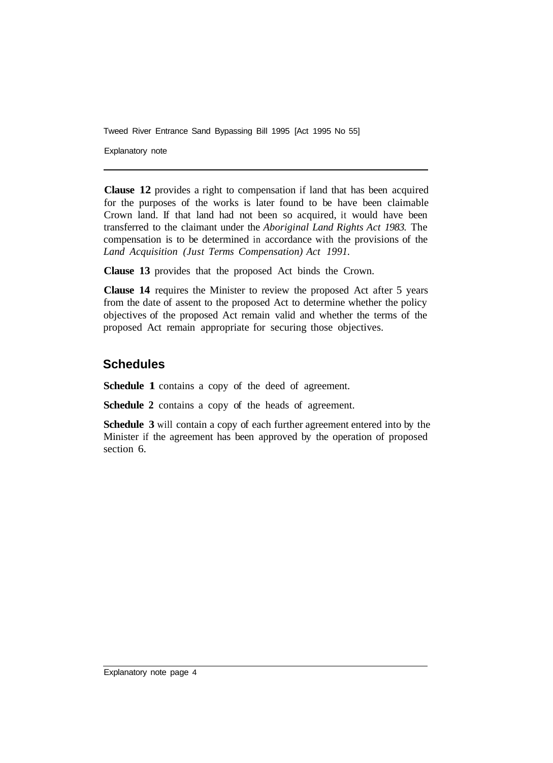**Clause 12** provides a right to compensation if land that has been acquired for the purposes of the works is later found to be have been claimable Crown land. If that land had not been so acquired, it would have been transferred to the claimant under the *Aboriginal Land Rights Act 1983.* The compensation is to be determined in accordance with the provisions of the *Land Acquisition (Just Terms Compensation) Act 1991.*

**Clause 13** provides that the proposed Act binds the Crown.

**Clause 14** requires the Minister to review the proposed Act after 5 years from the date of assent to the proposed Act to determine whether the policy objectives of the proposed Act remain valid and whether the terms of the proposed Act remain appropriate for securing those objectives.

## Schedules

**Schedule 1** contains a copy of the deed of agreement.

**Schedule 2** contains a copy of the heads of agreement.

**Schedule 3** will contain a copy of each further agreement entered into by the Minister if the agreement has been approved by the operation of proposed section 6.